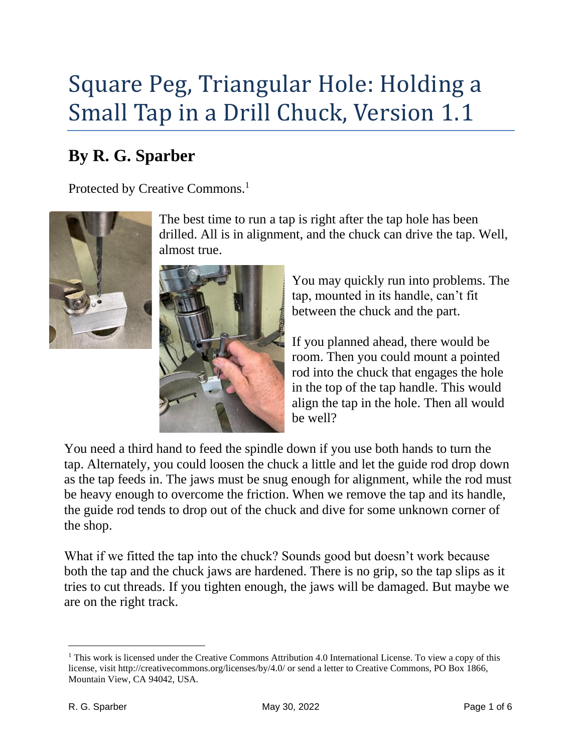# Square Peg, Triangular Hole: Holding a Small Tap in a Drill Chuck, Version 1.1

## By R. G. Sparber

Protected by Creative Commons.[1]

The best time to run a tap is right after the tap hole has been drilled. All is in alignment, and the chuck can drive the tap. Well, almost true.

You may quickly run into problems. The tap, mounted in its handle, can't fit between the chuck and the part.

If you planned ahead, there would be room. Then you could mount a pointed rod into the chuck that engages the hole in the top of the tap handle. This would align the tap in the hole. Then all would be well?

You need a third hand to feed the spindle down if you use both hands to turn the tap. Alternately, you could loosen the chuck a little and let the guide rod drop down as the tap feeds in. The jaws must be snug enough for alignment, while the rod must be heavy enough to overcome the friction. When we remove the tap and its handle, the guide rod tends to drop out of the chuck and dive for some unknown corner of the shop.

What if we fitted the tap into the chuck? Sounds good but doesn't work because both the tap and the chuck jaws are hardened. There is no grip, so the tap slips as it tries to cut threads. If you tighten enough, the jaws will be damaged. But maybe we are on the right track.

---

[1] This work is licensed under the Creative Commons Attribution 4.0 International License. To view a copy of this license, visit http://creativecommons.org/licenses/by/4.0/ or send a letter to Creative Commons, PO Box 1866, Mountain View, CA 94042, USA.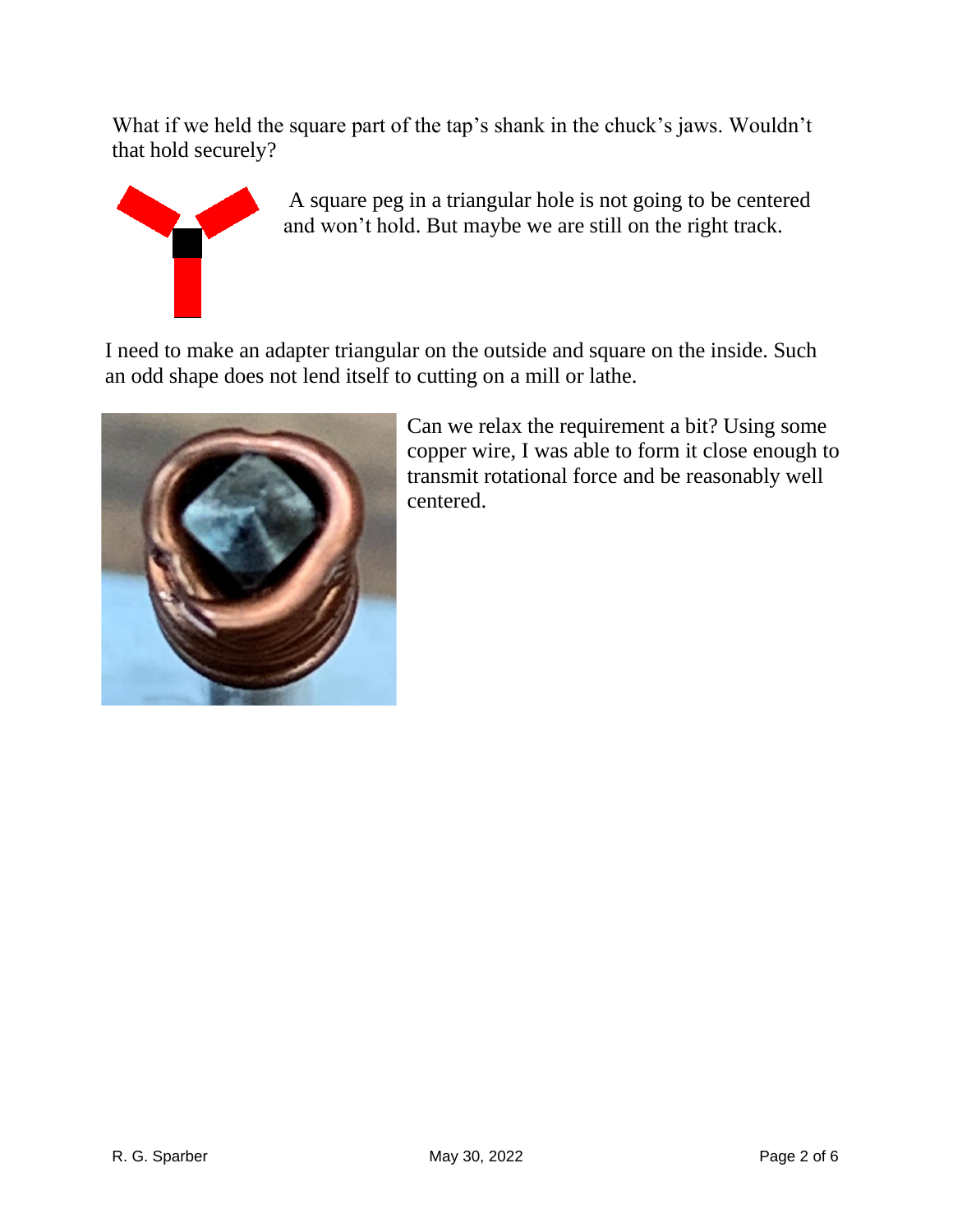What if we held the square part of the tap's shank in the chuck's jaws. Wouldn't that hold securely?

A square peg in a triangular hole is not going to be centered and won't hold. But maybe we are still on the right track.

I need to make an adapter triangular on the outside and square on the inside. Such an odd shape does not lend itself to cutting on a mill or lathe.

Can we relax the requirement a bit? Using some copper wire, I was able to form it close enough to transmit rotational force and be reasonably well centered.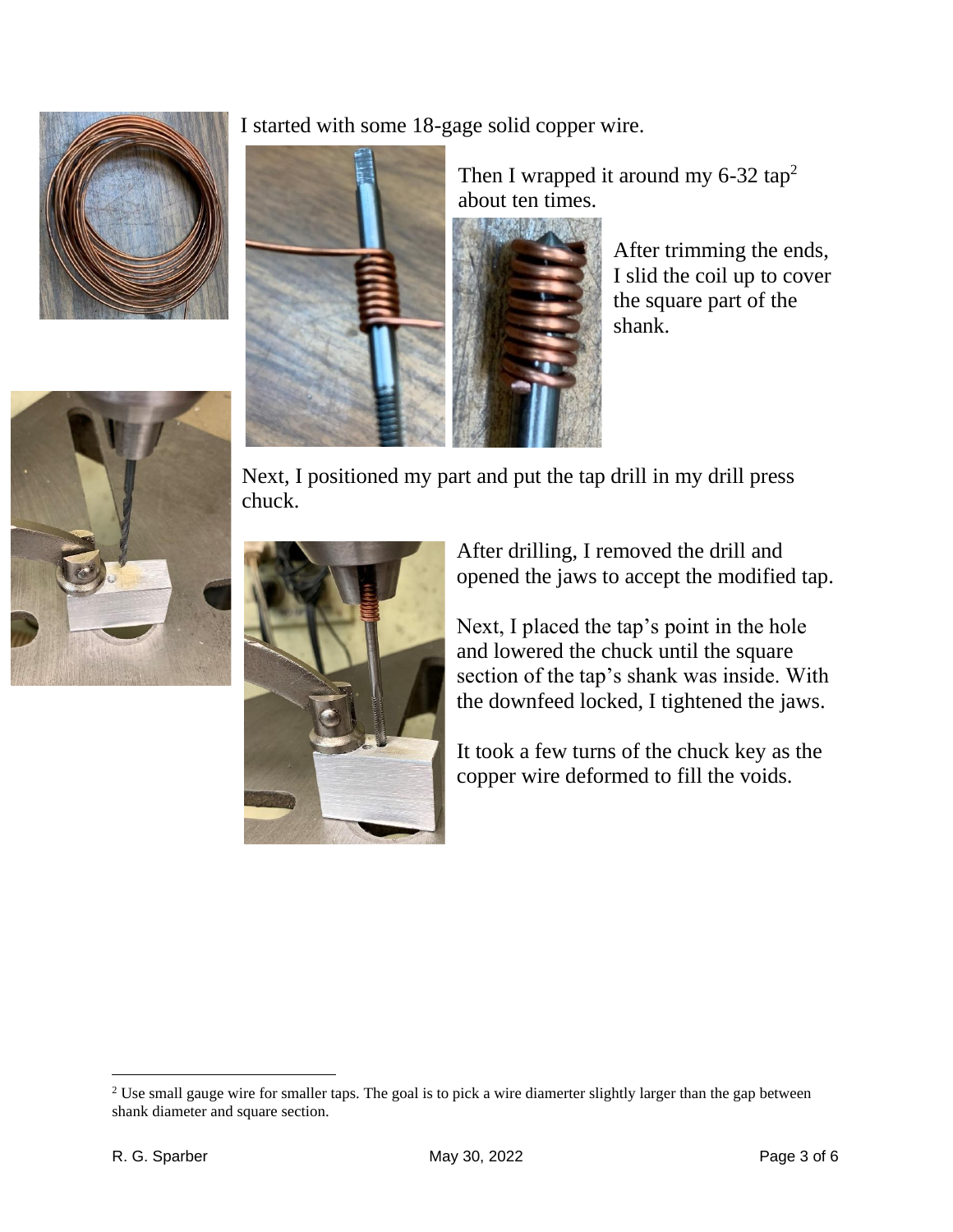I started with some 18-gage solid copper wire.

Then I wrapped it around my 6-32 tap[2] about ten times.

After trimming the ends, I slid the coil up to cover the square part of the shank.

Next, I positioned my part and put the tap drill in my drill press chuck.

After drilling, I removed the drill and opened the jaws to accept the modified tap.

Next, I placed the tap's point in the hole and lowered the chuck until the square section of the tap's shank was inside. With the downfeed locked, I tightened the jaws.

It took a few turns of the chuck key as the copper wire deformed to fill the voids.

---

[2] Use small gauge wire for smaller taps. The goal is to pick a wire diamerter slightly larger than the gap between shank diameter and square section.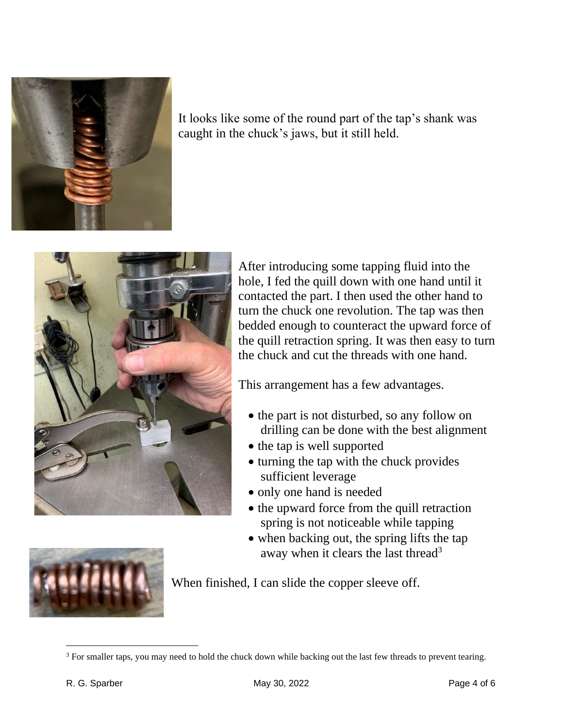It looks like some of the round part of the tap's shank was caught in the chuck's jaws, but it still held.

After introducing some tapping fluid into the hole, I fed the quill down with one hand until it contacted the part. I then used the other hand to turn the chuck one revolution. The tap was then bedded enough to counteract the upward force of the quill retraction spring. It was then easy to turn the chuck and cut the threads with one hand.

This arrangement has a few advantages.

- the part is not disturbed, so any follow on drilling can be done with the best alignment
- the tap is well supported
- turning the tap with the chuck provides sufficient leverage
- only one hand is needed
- the upward force from the quill retraction spring is not noticeable while tapping
- when backing out, the spring lifts the tap away when it clears the last thread[3]

When finished, I can slide the copper sleeve off.

[3] For smaller taps, you may need to hold the chuck down while backing out the last few threads to prevent tearing.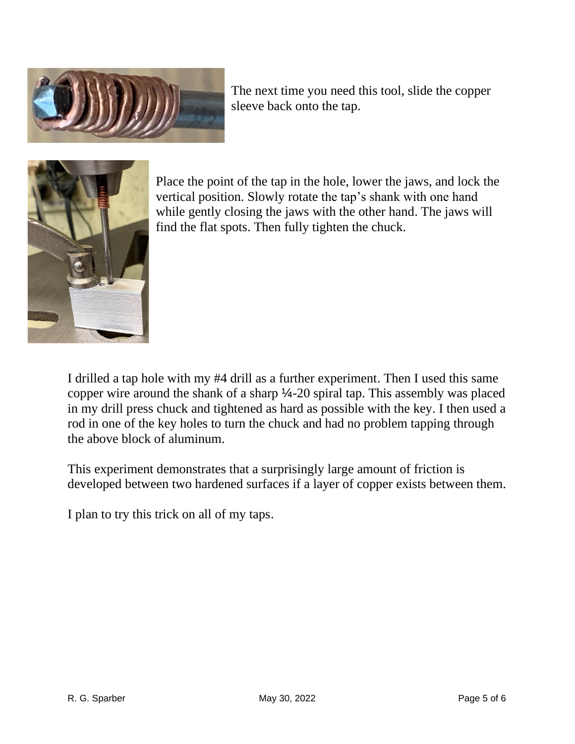The next time you need this tool, slide the copper sleeve back onto the tap.

Place the point of the tap in the hole, lower the jaws, and lock the vertical position. Slowly rotate the tap's shank with one hand while gently closing the jaws with the other hand. The jaws will find the flat spots. Then fully tighten the chuck.

I drilled a tap hole with my #4 drill as a further experiment. Then I used this same copper wire around the shank of a sharp ¼-20 spiral tap. This assembly was placed in my drill press chuck and tightened as hard as possible with the key. I then used a rod in one of the key holes to turn the chuck and had no problem tapping through the above block of aluminum.

This experiment demonstrates that a surprisingly large amount of friction is developed between two hardened surfaces if a layer of copper exists between them.

I plan to try this trick on all of my taps.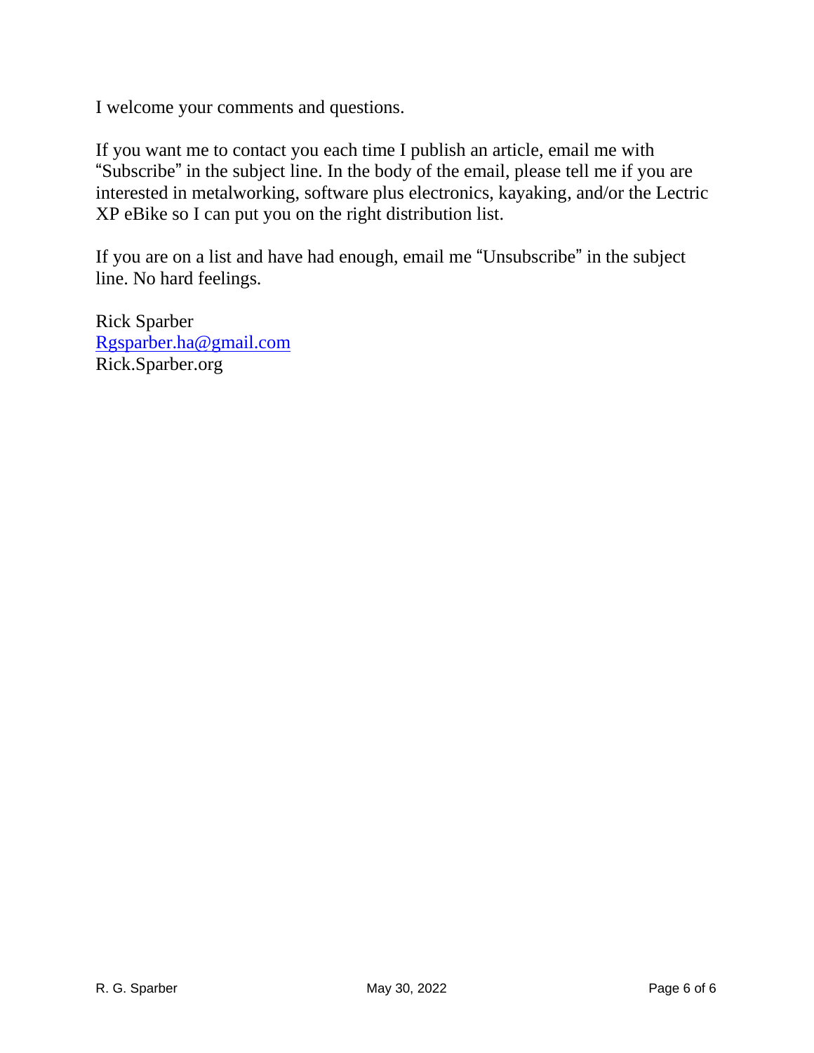I welcome your comments and questions.

If you want me to contact you each time I publish an article, email me with "Subscribe" in the subject line. In the body of the email, please tell me if you are interested in metalworking, software plus electronics, kayaking, and/or the Lectric XP eBike so I can put you on the right distribution list.

If you are on a list and have had enough, email me "Unsubscribe" in the subject line. No hard feelings.

Rick Sparber  
[Rgsparber.ha@gmail.com](mailto:Rgsparber.ha@gmail.com)  
Rick.Sparber.org